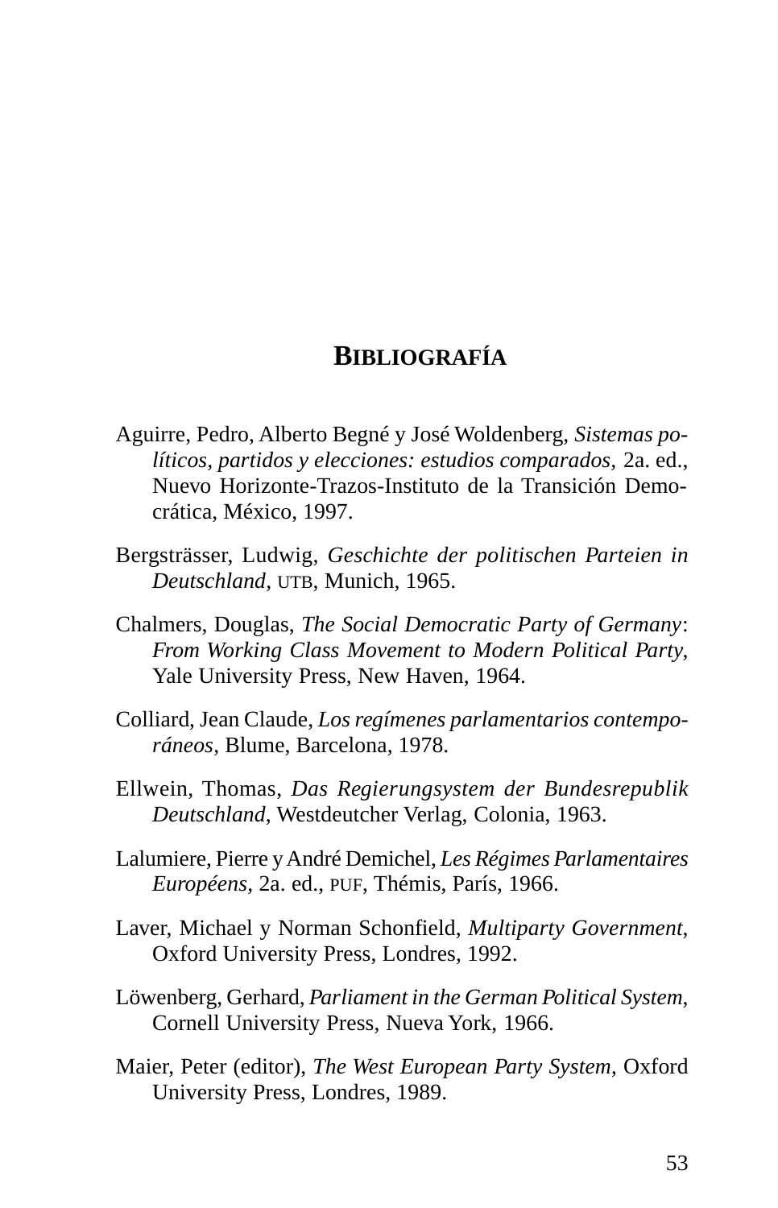## BIBLIOGRAFÍA

Aguirre, Pedro, Alberto Begné y José Woldenberg, *Sistemas políticos, partidos y elecciones: estudios comparados,* 2a. ed., Nuevo Horizonte-Trazos-Instituto de la Transición Democrática, México, 1997.

Bergsträsser, Ludwig, *Geschichte der politischen Parteien in Deutschland*, UTB, Munich, 1965.

Chalmers, Douglas, *The Social Democratic Party of Germany*: *From Working Class Movement to Modern Political Party,* Yale University Press, New Haven, 1964.

Colliard, Jean Claude, *Los regímenes parlamentarios contemporáneos*, Blume, Barcelona, 1978.

Ellwein, Thomas, *Das Regierungsystem der Bundesrepublik Deutschland*, Westdeutcher Verlag, Colonia, 1963.

Lalumiere, Pierre y André Demichel, *Les Régimes Parlamentaires Européens*, 2a. ed., PUF, Thémis, París, 1966.

Laver, Michael y Norman Schonfield, *Multiparty Government*, Oxford University Press, Londres, 1992.

Löwenberg, Gerhard, *Parliament in the German Political System*, Cornell University Press, Nueva York, 1966.

Maier, Peter (editor), *The West European Party System*, Oxford University Press, Londres, 1989.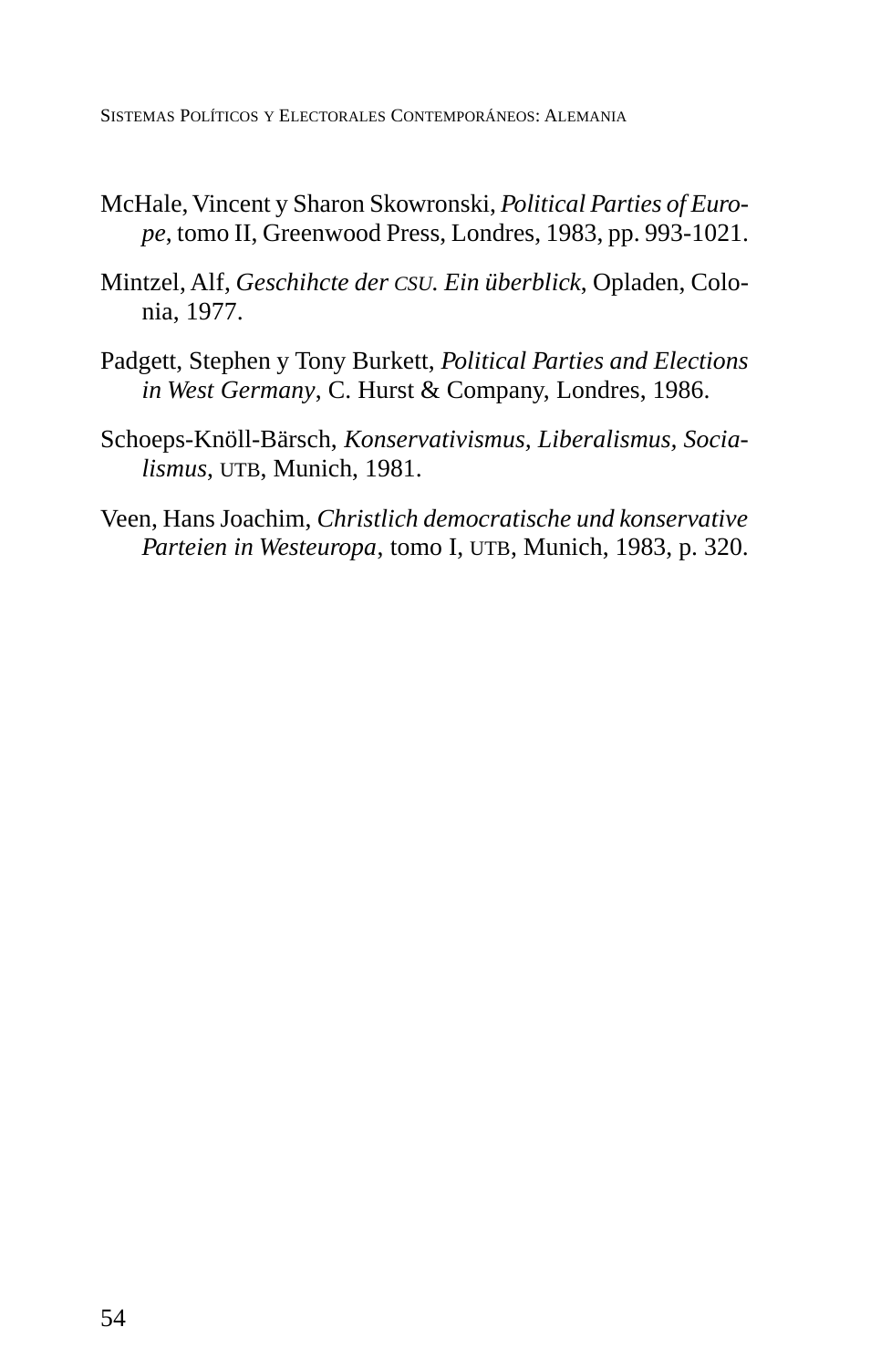McHale, Vincent y Sharon Skowronski, *Political Parties of Europe*, tomo II, Greenwood Press, Londres, 1983, pp. 993-1021.

Mintzel, Alf, *Geschihcte der CSU. Ein überblick*, Opladen, Colonia, 1977.

Padgett, Stephen y Tony Burkett, *Political Parties and Elections in West Germany*, C. Hurst & Company, Londres, 1986.

Schoeps-Knöll-Bärsch, *Konservativismus, Liberalismus, Socialismus*, UTB, Munich, 1981.

Veen, Hans Joachim, *Christlich democratische und konservative Parteien in Westeuropa*, tomo I, UTB, Munich, 1983, p. 320.